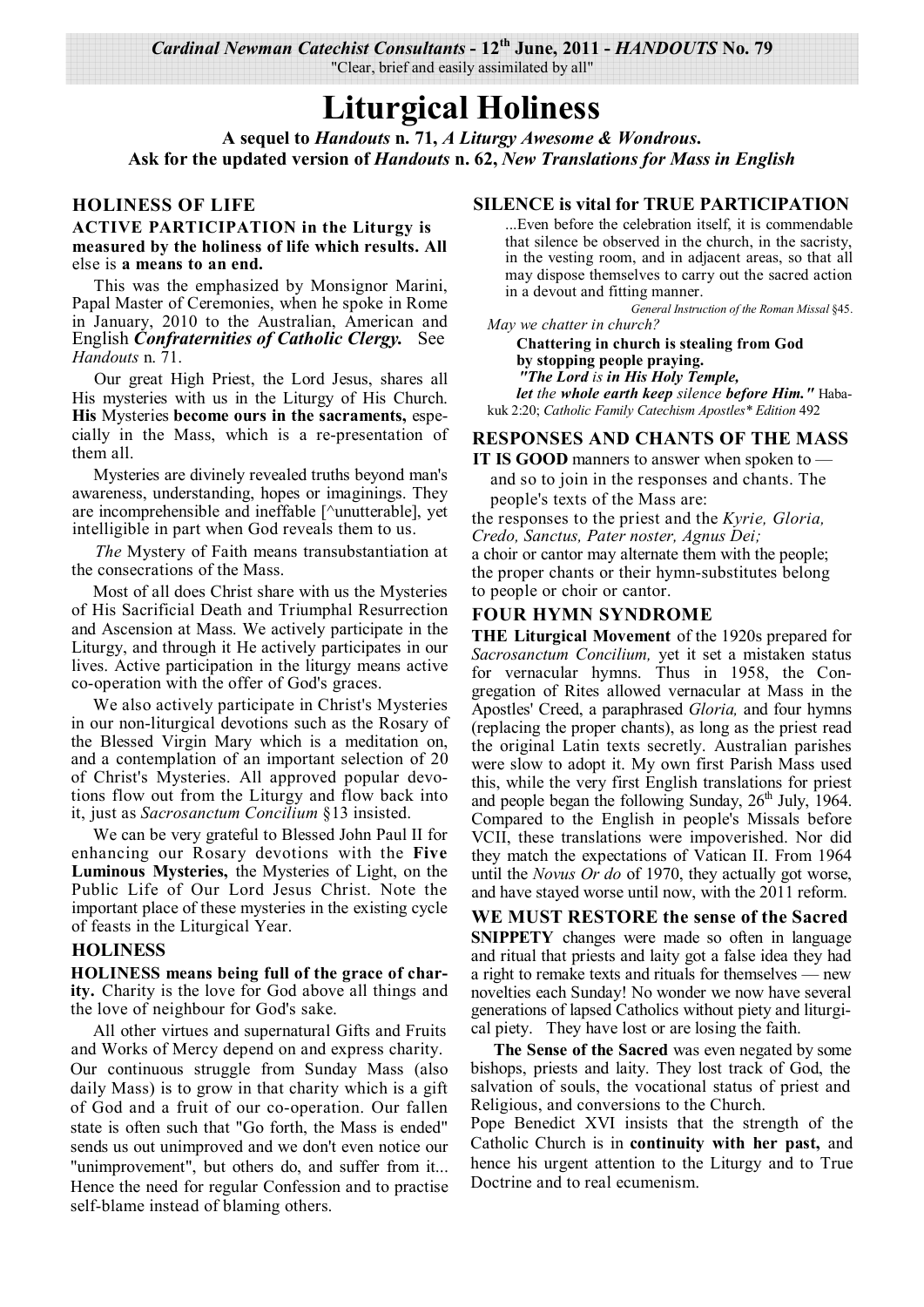*Cardinal Newman Catechist Consultants* - **12th June, 2011** - ***HANDOUTS* No. 79**

"Clear, brief and easily assimilated by all"

# Liturgical Holiness

**A sequel to *Handouts* n. 71, *A Liturgy Awesome & Wondrous*.**
**Ask for the updated version of *Handouts* n. 62, *New Translations for Mass in English***

## HOLINESS OF LIFE

**ACTIVE PARTICIPATION in the Liturgy is measured by the holiness of life which results. All** else is **a means to an end.**

This was the emphasized by Monsignor Marini, Papal Master of Ceremonies, when he spoke in Rome in January, 2010 to the Australian, American and English ***Confraternities of Catholic Clergy.*** See *Handouts* n. 71.

Our great High Priest, the Lord Jesus, shares all His mysteries with us in the Liturgy of His Church. **His** Mysteries **become ours in the sacraments,** especially in the Mass, which is a re-presentation of them all.

Mysteries are divinely revealed truths beyond man's awareness, understanding, hopes or imaginings. They are incomprehensible and ineffable [^unutterable], yet intelligible in part when God reveals them to us.

*The* Mystery of Faith means transubstantiation at the consecrations of the Mass.

Most of all does Christ share with us the Mysteries of His Sacrificial Death and Triumphal Resurrection and Ascension at Mass. We actively participate in the Liturgy, and through it He actively participates in our lives. Active participation in the liturgy means active co-operation with the offer of God's graces.

We also actively participate in Christ's Mysteries in our non-liturgical devotions such as the Rosary of the Blessed Virgin Mary which is a meditation on, and a contemplation of an important selection of 20 of Christ's Mysteries. All approved popular devotions flow out from the Liturgy and flow back into it, just as *Sacrosanctum Concilium* §13 insisted.

We can be very grateful to Blessed John Paul II for enhancing our Rosary devotions with the **Five Luminous Mysteries,** the Mysteries of Light, on the Public Life of Our Lord Jesus Christ. Note the important place of these mysteries in the existing cycle of feasts in the Liturgical Year.

## HOLINESS

**HOLINESS means being full of the grace of charity.** Charity is the love for God above all things and the love of neighbour for God's sake.

All other virtues and supernatural Gifts and Fruits and Works of Mercy depend on and express charity. Our continuous struggle from Sunday Mass (also daily Mass) is to grow in that charity which is a gift of God and a fruit of our co-operation. Our fallen state is often such that "Go forth, the Mass is ended" sends us out unimproved and we don't even notice our "unimprovement", but others do, and suffer from it... Hence the need for regular Confession and to practise self-blame instead of blaming others.

## SILENCE is vital for TRUE PARTICIPATION

> ...Even before the celebration itself, it is commendable that silence be observed in the church, in the sacristy, in the vesting room, and in adjacent areas, so that all may dispose themselves to carry out the sacred action in a devout and fitting manner.
>
> *General Instruction of the Roman Missal* §45.

*May we chatter in church?*

**Chattering in church is stealing from God by stopping people praying.**
***"The Lord** is **in His Holy Temple,***
***let** the **whole earth keep** silence **before Him."*** Habakuk 2:20; *Catholic Family Catechism Apostles\* Edition* 492

## RESPONSES AND CHANTS OF THE MASS

**IT IS GOOD** manners to answer when spoken to — and so to join in the responses and chants. The people's texts of the Mass are:

the responses to the priest and the *Kyrie, Gloria, Credo, Sanctus, Pater noster, Agnus Dei;*
a choir or cantor may alternate them with the people;
the proper chants or their hymn-substitutes belong to people or choir or cantor.

## FOUR HYMN SYNDROME

**THE Liturgical Movement** of the 1920s prepared for *Sacrosanctum Concilium,* yet it set a mistaken status for vernacular hymns. Thus in 1958, the Congregation of Rites allowed vernacular at Mass in the Apostles' Creed, a paraphrased *Gloria,* and four hymns (replacing the proper chants), as long as the priest read the original Latin texts secretly. Australian parishes were slow to adopt it. My own first Parish Mass used this, while the very first English translations for priest and people began the following Sunday, 26th July, 1964. Compared to the English in people's Missals before VCII, these translations were impoverished. Nor did they match the expectations of Vatican II. From 1964 until the *Novus Or do* of 1970, they actually got worse, and have stayed worse until now, with the 2011 reform.

## WE MUST RESTORE the sense of the Sacred

**SNIPPETY** changes were made so often in language and ritual that priests and laity got a false idea they had a right to remake texts and rituals for themselves — new novelties each Sunday! No wonder we now have several generations of lapsed Catholics without piety and liturgical piety. They have lost or are losing the faith.

**The Sense of the Sacred** was even negated by some bishops, priests and laity. They lost track of God, the salvation of souls, the vocational status of priest and Religious, and conversions to the Church.

Pope Benedict XVI insists that the strength of the Catholic Church is in **continuity with her past,** and hence his urgent attention to the Liturgy and to True Doctrine and to real ecumenism.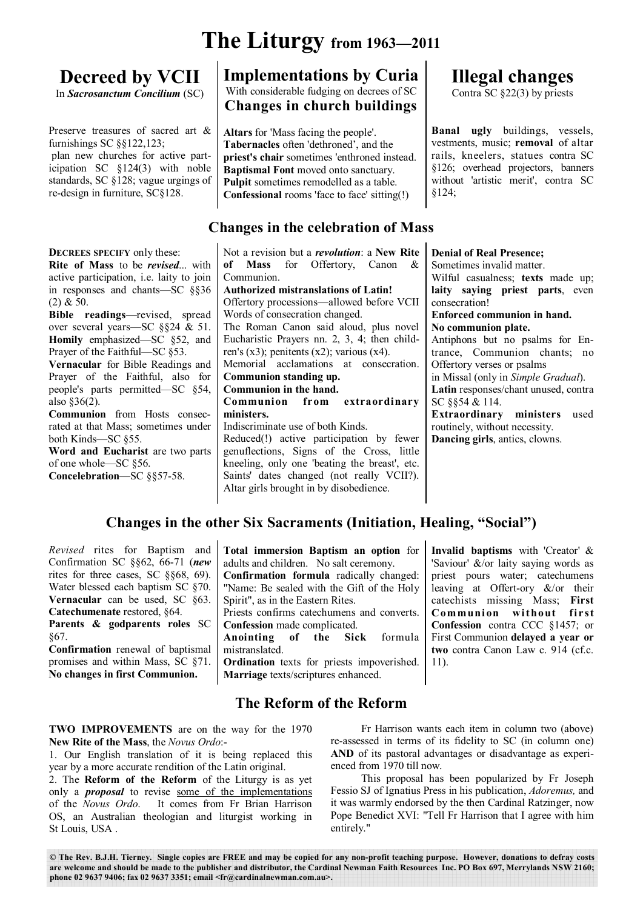# The Liturgy from 1963—2011

## Decreed by VCII

In *Sacrosanctum Concilium* (SC)

Preserve treasures of sacred art & furnishings SC §§122,123;
plan new churches for active participation SC §124(3) with noble standards, SC §128; vague urgings of re-design in furniture, SC§128.

## Implementations by Curia

With considerable fudging on decrees of SC

### Changes in church buildings

**Altars** for 'Mass facing the people'.
**Tabernacles** often 'dethroned', and the **priest's chair** sometimes 'enthroned instead.
**Baptismal Font** moved onto sanctuary.
**Pulpit** sometimes remodelled as a table.
**Confessional** rooms 'face to face' sitting(!)

## Illegal changes

Contra SC §22(3) by priests

**Banal ugly** buildings, vessels, vestments, music; **removal** of altar rails, kneelers, statues contra SC §126; overhead projectors, banners without 'artistic merit', contra SC §124;

## Changes in the celebration of Mass

**DECREES SPECIFY** only these:
**Rite of Mass** to be ***revised***... with active participation, i.e. laity to join in responses and chants—SC §§36 (2) & 50.
**Bible readings**—revised, spread over several years—SC §§24 & 51.
**Homily** emphasized—SC §52, and Prayer of the Faithful—SC §53.
**Vernacular** for Bible Readings and Prayer of the Faithful, also for people's parts permitted—SC §54, also §36(2).
**Communion** from Hosts consecrated at that Mass; sometimes under both Kinds—SC §55.
**Word and Eucharist** are two parts of one whole—SC §56.
**Concelebration**—SC §§57-58.

Not a revision but a ***revolution***: a **New Rite of Mass** for Offertory, Canon & Communion.
**Authorized mistranslations of Latin!**
Offertory processions—allowed before VCII
Words of consecration changed.
The Roman Canon said aloud, plus novel Eucharistic Prayers nn. 2, 3, 4; then children's (x3); penitents (x2); various (x4).
Memorial acclamations at consecration.
**Communion standing up.**
**Communion in the hand.**
**Communion from extraordinary ministers.**
Indiscriminate use of both Kinds.
Reduced(!) active participation by fewer genuflections, Signs of the Cross, little kneeling, only one 'beating the breast', etc.
Saints' dates changed (not really VCII?).
Altar girls brought in by disobedience.

**Denial of Real Presence;**
Sometimes invalid matter.
Wilful casualness; **texts** made up; **laity saying priest parts**, even consecration!
**Enforced communion in hand.**
**No communion plate.**
Antiphons but no psalms for Entrance, Communion chants; no Offertory verses or psalms in Missal (only in *Simple Gradual*).
**Latin** responses/chant unused, contra SC §§54 & 114.
**Extraordinary ministers** used routinely, without necessity.
**Dancing girls**, antics, clowns.

## Changes in the other Six Sacraments (Initiation, Healing, "Social")

*Revised* rites for Baptism and Confirmation SC §§62, 66-71 (***new*** rites for three cases, SC §§68, 69).
Water blessed each baptism SC §70.
**Vernacular** can be used, SC §63.
**Catechumenate** restored, §64.
**Parents & godparents roles** SC §67.
**Confirmation** renewal of baptismal promises and within Mass, SC §71.
**No changes in first Communion.**

**Total immersion Baptism an option** for adults and children. No salt ceremony.
**Confirmation formula** radically changed: "Name: Be sealed with the Gift of the Holy Spirit", as in the Eastern Rites.
Priests confirms catechumens and converts.
**Confession** made complicated.
**Anointing of the Sick** formula mistranslated.
**Ordination** texts for priests impoverished.
**Marriage** texts/scriptures enhanced.

**Invalid baptisms** with 'Creator' & 'Saviour' &/or laity saying words as priest pours water; catechumens leaving at Offert-ory &/or their catechists missing Mass; **First Communion without first Confession** contra CCC §1457; or First Communion **delayed a year or two** contra Canon Law c. 914 (cf.c. 11).

## The Reform of the Reform

**TWO IMPROVEMENTS** are on the way for the 1970 **New Rite of the Mass**, the *Novus Ordo*:-

1. Our English translation of it is being replaced this year by a more accurate rendition of the Latin original.
2. The **Reform of the Reform** of the Liturgy is as yet only a ***proposal*** to revise some of the implementations of the *Novus Ordo*. It comes from Fr Brian Harrison OS, an Australian theologian and liturgist working in St Louis, USA .

Fr Harrison wants each item in column two (above) re-assessed in terms of its fidelity to SC (in column one) **AND** of its pastoral advantages or disadvantage as experienced from 1970 till now.

This proposal has been popularized by Fr Joseph Fessio SJ of Ignatius Press in his publication, *Adoremus,* and it was warmly endorsed by the then Cardinal Ratzinger, now Pope Benedict XVI: "Tell Fr Harrison that I agree with him entirely."

**© The Rev. B.J.H. Tierney. Single copies are FREE and may be copied for any non-profit teaching purpose. However, donations to defray costs are welcome and should be made to the publisher and distributor, the Cardinal Newman Faith Resources Inc. PO Box 697, Merrylands NSW 2160; phone 02 9637 9406; fax 02 9637 3351; email <fr@cardinalnewman.com.au>.**